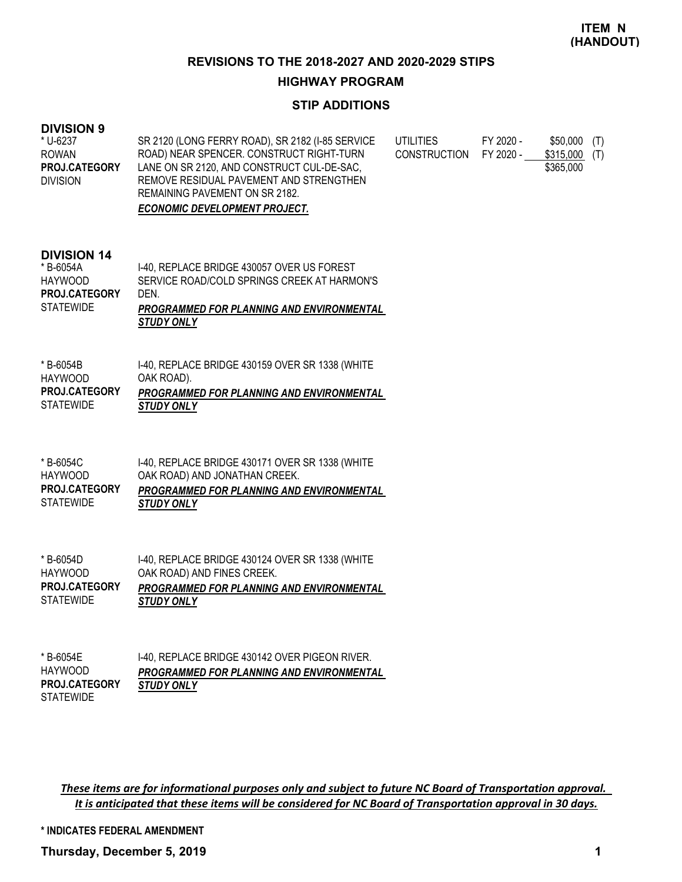**ITEM N (HANDOUT)**

## REVISIONS TO THE 2018-2027 AND 2020-2029 STIPS

## HIGHWAY PROGRAM

### STIP ADDITIONS

### DIVISION 9

| | | | | | |
|---|---|---|---|---|---|
| * U-6237<br>ROWAN<br>**PROJ.CATEGORY**<br>DIVISION | SR 2120 (LONG FERRY ROAD), SR 2182 (I-85 SERVICE ROAD) NEAR SPENCER. CONSTRUCT RIGHT-TURN LANE ON SR 2120, AND CONSTRUCT CUL-DE-SAC, REMOVE RESIDUAL PAVEMENT AND STRENGTHEN REMAINING PAVEMENT ON SR 2182.<br>***ECONOMIC DEVELOPMENT PROJECT.*** | UTILITIES | FY 2020 - | $50,000 | (T) |
| | | CONSTRUCTION | FY 2020 - | $315,000 | (T) |
| | | | | $365,000 | |

### DIVISION 14

* B-6054A
HAYWOOD
**PROJ.CATEGORY**
STATEWIDE

I-40, REPLACE BRIDGE 430057 OVER US FOREST SERVICE ROAD/COLD SPRINGS CREEK AT HARMON'S DEN.
***PROGRAMMED FOR PLANNING AND ENVIRONMENTAL STUDY ONLY***

* B-6054B
HAYWOOD
**PROJ.CATEGORY**
STATEWIDE

I-40, REPLACE BRIDGE 430159 OVER SR 1338 (WHITE OAK ROAD).
***PROGRAMMED FOR PLANNING AND ENVIRONMENTAL STUDY ONLY***

* B-6054C
HAYWOOD
**PROJ.CATEGORY**
STATEWIDE

I-40, REPLACE BRIDGE 430171 OVER SR 1338 (WHITE OAK ROAD) AND JONATHAN CREEK.
***PROGRAMMED FOR PLANNING AND ENVIRONMENTAL STUDY ONLY***

* B-6054D
HAYWOOD
**PROJ.CATEGORY**
STATEWIDE

I-40, REPLACE BRIDGE 430124 OVER SR 1338 (WHITE OAK ROAD) AND FINES CREEK.
***PROGRAMMED FOR PLANNING AND ENVIRONMENTAL STUDY ONLY***

* B-6054E
HAYWOOD
**PROJ.CATEGORY**
STATEWIDE

I-40, REPLACE BRIDGE 430142 OVER PIGEON RIVER.
***PROGRAMMED FOR PLANNING AND ENVIRONMENTAL STUDY ONLY***

*These items are for informational purposes only and subject to future NC Board of Transportation approval. It is anticipated that these items will be considered for NC Board of Transportation approval in 30 days.*

**\* INDICATES FEDERAL AMENDMENT**

**Thursday, December 5, 2019**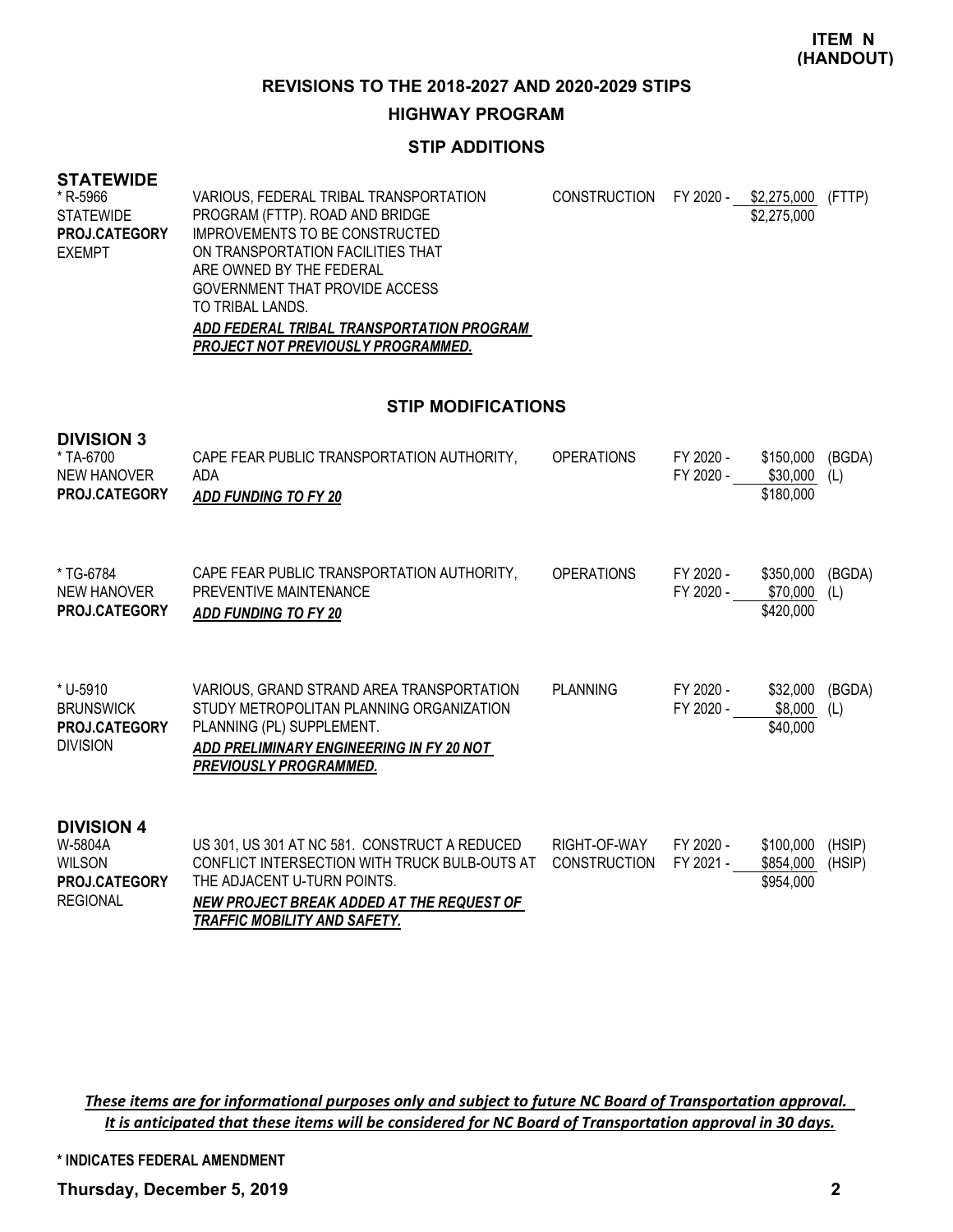**ITEM N (HANDOUT)**

## REVISIONS TO THE 2018-2027 AND 2020-2029 STIPS

### HIGHWAY PROGRAM

### STIP ADDITIONS

**STATEWIDE**

| | | | | | |
|---|---|---|---|---|---|
| * R-5966<br>STATEWIDE<br>**PROJ.CATEGORY**<br>EXEMPT | VARIOUS, FEDERAL TRIBAL TRANSPORTATION PROGRAM (FTTP). ROAD AND BRIDGE IMPROVEMENTS TO BE CONSTRUCTED ON TRANSPORTATION FACILITIES THAT ARE OWNED BY THE FEDERAL GOVERNMENT THAT PROVIDE ACCESS TO TRIBAL LANDS.<br>***ADD FEDERAL TRIBAL TRANSPORTATION PROGRAM PROJECT NOT PREVIOUSLY PROGRAMMED.*** | CONSTRUCTION | FY 2020 - | $2,275,000<br>$2,275,000 | (FTTP) |

### STIP MODIFICATIONS

**DIVISION 3**

| | | | | | |
|---|---|---|---|---|---|
| * TA-6700<br>NEW HANOVER<br>**PROJ.CATEGORY** | CAPE FEAR PUBLIC TRANSPORTATION AUTHORITY, ADA<br>***ADD FUNDING TO FY 20*** | OPERATIONS | FY 2020 -<br>FY 2020 - | $150,000<br>$30,000<br>$180,000 | (BGDA)<br>(L) |
| * TG-6784<br>NEW HANOVER<br>**PROJ.CATEGORY** | CAPE FEAR PUBLIC TRANSPORTATION AUTHORITY, PREVENTIVE MAINTENANCE<br>***ADD FUNDING TO FY 20*** | OPERATIONS | FY 2020 -<br>FY 2020 - | $350,000<br>$70,000<br>$420,000 | (BGDA)<br>(L) |
| * U-5910<br>BRUNSWICK<br>**PROJ.CATEGORY**<br>DIVISION | VARIOUS, GRAND STRAND AREA TRANSPORTATION STUDY METROPOLITAN PLANNING ORGANIZATION PLANNING (PL) SUPPLEMENT.<br>***ADD PRELIMINARY ENGINEERING IN FY 20 NOT PREVIOUSLY PROGRAMMED.*** | PLANNING | FY 2020 -<br>FY 2020 - | $32,000<br>$8,000<br>$40,000 | (BGDA)<br>(L) |

**DIVISION 4**

| | | | | | |
|---|---|---|---|---|---|
| W-5804A<br>WILSON<br>**PROJ.CATEGORY**<br>REGIONAL | US 301, US 301 AT NC 581. CONSTRUCT A REDUCED CONFLICT INTERSECTION WITH TRUCK BULB-OUTS AT THE ADJACENT U-TURN POINTS.<br>***NEW PROJECT BREAK ADDED AT THE REQUEST OF TRAFFIC MOBILITY AND SAFETY.*** | RIGHT-OF-WAY<br>CONSTRUCTION | FY 2020 -<br>FY 2021 - | $100,000<br>$854,000<br>$954,000 | (HSIP)<br>(HSIP) |

*These items are for informational purposes only and subject to future NC Board of Transportation approval. It is anticipated that these items will be considered for NC Board of Transportation approval in 30 days.*

**\* INDICATES FEDERAL AMENDMENT**

**Thursday, December 5, 2019**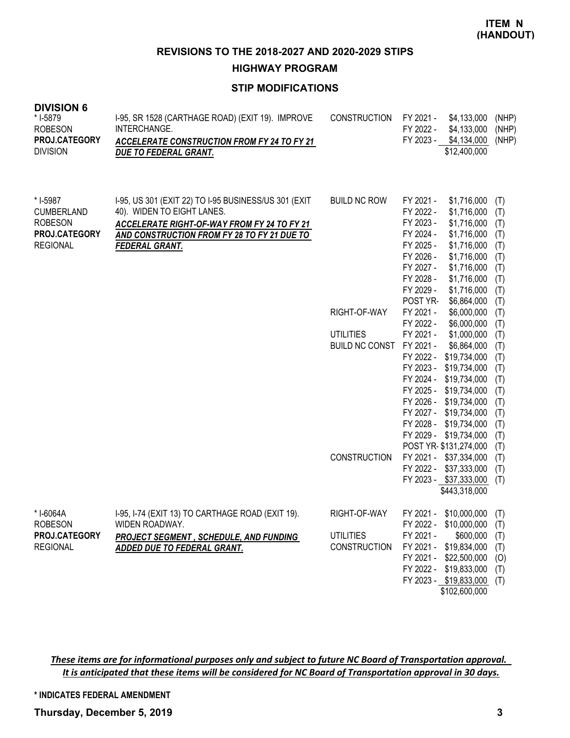**ITEM N (HANDOUT)**

## REVISIONS TO THE 2018-2027 AND 2020-2029 STIPS

### HIGHWAY PROGRAM

### STIP MODIFICATIONS

**DIVISION 6**

| Project | Description | Work Type | Fiscal Year | Amount | Fund |
|---|---|---|---|---|---|
| * I-5879<br>ROBESON<br>**PROJ.CATEGORY**<br>DIVISION | I-95, SR 1528 (CARTHAGE ROAD) (EXIT 19). IMPROVE INTERCHANGE.<br>***ACCELERATE CONSTRUCTION FROM FY 24 TO FY 21 DUE TO FEDERAL GRANT.*** | CONSTRUCTION | FY 2021 - | $4,133,000 | (NHP) |
| | | | FY 2022 - | $4,133,000 | (NHP) |
| | | | FY 2023 - | $4,134,000 | (NHP) |
| | | | | $12,400,000 | |
| * I-5987<br>CUMBERLAND<br>ROBESON<br>**PROJ.CATEGORY**<br>REGIONAL | I-95, US 301 (EXIT 22) TO I-95 BUSINESS/US 301 (EXIT 40). WIDEN TO EIGHT LANES.<br>***ACCELERATE RIGHT-OF-WAY FROM FY 24 TO FY 21 AND CONSTRUCTION FROM FY 28 TO FY 21 DUE TO FEDERAL GRANT.*** | BUILD NC ROW | FY 2021 - | $1,716,000 | (T) |
| | | | FY 2022 - | $1,716,000 | (T) |
| | | | FY 2023 - | $1,716,000 | (T) |
| | | | FY 2024 - | $1,716,000 | (T) |
| | | | FY 2025 - | $1,716,000 | (T) |
| | | | FY 2026 - | $1,716,000 | (T) |
| | | | FY 2027 - | $1,716,000 | (T) |
| | | | FY 2028 - | $1,716,000 | (T) |
| | | | FY 2029 - | $1,716,000 | (T) |
| | | | POST YR- | $6,864,000 | (T) |
| | | RIGHT-OF-WAY | FY 2021 - | $6,000,000 | (T) |
| | | | FY 2022 - | $6,000,000 | (T) |
| | | UTILITIES | FY 2021 - | $1,000,000 | (T) |
| | | BUILD NC CONST | FY 2021 - | $6,864,000 | (T) |
| | | | FY 2022 - | $19,734,000 | (T) |
| | | | FY 2023 - | $19,734,000 | (T) |
| | | | FY 2024 - | $19,734,000 | (T) |
| | | | FY 2025 - | $19,734,000 | (T) |
| | | | FY 2026 - | $19,734,000 | (T) |
| | | | FY 2027 - | $19,734,000 | (T) |
| | | | FY 2028 - | $19,734,000 | (T) |
| | | | FY 2029 - | $19,734,000 | (T) |
| | | | POST YR- | $131,274,000 | (T) |
| | | CONSTRUCTION | FY 2021 - | $37,334,000 | (T) |
| | | | FY 2022 - | $37,333,000 | (T) |
| | | | FY 2023 - | $37,333,000 | (T) |
| | | | | $443,318,000 | |
| * I-6064A<br>ROBESON<br>**PROJ.CATEGORY**<br>REGIONAL | I-95, I-74 (EXIT 13) TO CARTHAGE ROAD (EXIT 19). WIDEN ROADWAY.<br>***PROJECT SEGMENT , SCHEDULE, AND FUNDING ADDED DUE TO FEDERAL GRANT.*** | RIGHT-OF-WAY | FY 2021 - | $10,000,000 | (T) |
| | | | FY 2022 - | $10,000,000 | (T) |
| | | UTILITIES | FY 2021 - | $600,000 | (T) |
| | | CONSTRUCTION | FY 2021 - | $19,834,000 | (T) |
| | | | FY 2021 - | $22,500,000 | (O) |
| | | | FY 2022 - | $19,833,000 | (T) |
| | | | FY 2023 - | $19,833,000 | (T) |
| | | | | $102,600,000 | |

***These items are for informational purposes only and subject to future NC Board of Transportation approval. It is anticipated that these items will be considered for NC Board of Transportation approval in 30 days.***

**\* INDICATES FEDERAL AMENDMENT**

**Thursday, December 5, 2019**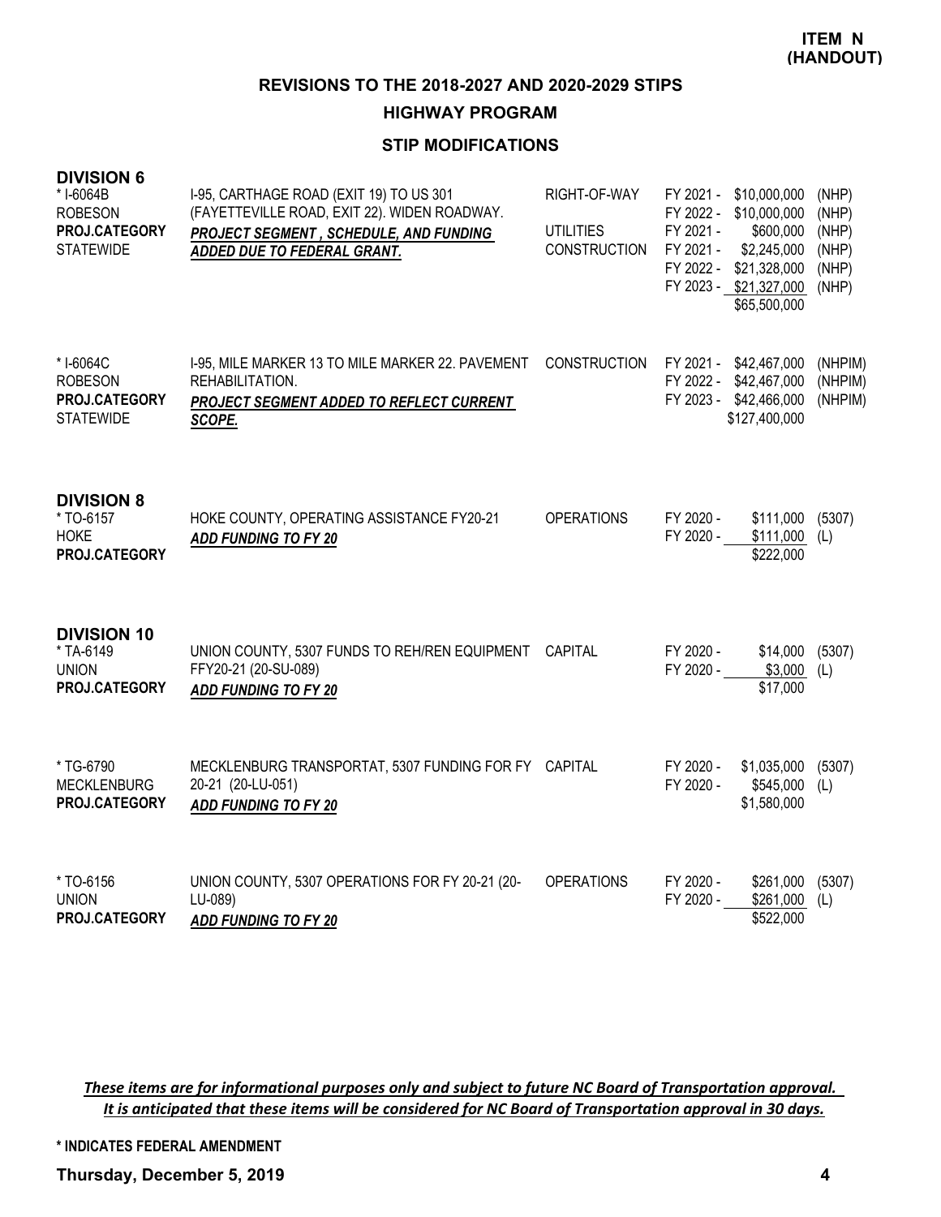**ITEM N (HANDOUT)**

## REVISIONS TO THE 2018-2027 AND 2020-2029 STIPS

### HIGHWAY PROGRAM

### STIP MODIFICATIONS

### DIVISION 6

| Project | Description | Work Type | Fiscal Year | Amount | Fund |
|---|---|---|---|---|---|
| * I-6064B<br>ROBESON<br>**PROJ.CATEGORY**<br>STATEWIDE | I-95, CARTHAGE ROAD (EXIT 19) TO US 301 (FAYETTEVILLE ROAD, EXIT 22). WIDEN ROADWAY.<br>***PROJECT SEGMENT , SCHEDULE, AND FUNDING ADDED DUE TO FEDERAL GRANT.*** | RIGHT-OF-WAY | FY 2021 - | $10,000,000 | (NHP) |
| | | | FY 2022 - | $10,000,000 | (NHP) |
| | | UTILITIES | FY 2021 - | $600,000 | (NHP) |
| | | CONSTRUCTION | FY 2021 - | $2,245,000 | (NHP) |
| | | | FY 2022 - | $21,328,000 | (NHP) |
| | | | FY 2023 - | $21,327,000 | (NHP) |
| | | | | $65,500,000 | |
| * I-6064C<br>ROBESON<br>**PROJ.CATEGORY**<br>STATEWIDE | I-95, MILE MARKER 13 TO MILE MARKER 22. PAVEMENT REHABILITATION.<br>***PROJECT SEGMENT ADDED TO REFLECT CURRENT SCOPE.*** | CONSTRUCTION | FY 2021 - | $42,467,000 | (NHPIM) |
| | | | FY 2022 - | $42,467,000 | (NHPIM) |
| | | | FY 2023 - | $42,466,000 | (NHPIM) |
| | | | | $127,400,000 | |

### DIVISION 8

| Project | Description | Work Type | Fiscal Year | Amount | Fund |
|---|---|---|---|---|---|
| * TO-6157<br>HOKE<br>**PROJ.CATEGORY** | HOKE COUNTY, OPERATING ASSISTANCE FY20-21<br>***ADD FUNDING TO FY 20*** | OPERATIONS | FY 2020 - | $111,000 | (5307) |
| | | | FY 2020 - | $111,000 | (L) |
| | | | | $222,000 | |

### DIVISION 10

| Project | Description | Work Type | Fiscal Year | Amount | Fund |
|---|---|---|---|---|---|
| * TA-6149<br>UNION<br>**PROJ.CATEGORY** | UNION COUNTY, 5307 FUNDS TO REH/REN EQUIPMENT FFY20-21 (20-SU-089)<br>***ADD FUNDING TO FY 20*** | CAPITAL | FY 2020 - | $14,000 | (5307) |
| | | | FY 2020 - | $3,000 | (L) |
| | | | | $17,000 | |
| * TG-6790<br>MECKLENBURG<br>**PROJ.CATEGORY** | MECKLENBURG TRANSPORTAT, 5307 FUNDING FOR FY 20-21 (20-LU-051)<br>***ADD FUNDING TO FY 20*** | CAPITAL | FY 2020 - | $1,035,000 | (5307) |
| | | | FY 2020 - | $545,000 | (L) |
| | | | | $1,580,000 | |
| * TO-6156<br>UNION<br>**PROJ.CATEGORY** | UNION COUNTY, 5307 OPERATIONS FOR FY 20-21 (20-LU-089)<br>***ADD FUNDING TO FY 20*** | OPERATIONS | FY 2020 - | $261,000 | (5307) |
| | | | FY 2020 - | $261,000 | (L) |
| | | | | $522,000 | |

***These items are for informational purposes only and subject to future NC Board of Transportation approval. It is anticipated that these items will be considered for NC Board of Transportation approval in 30 days.***

**\* INDICATES FEDERAL AMENDMENT**

**Thursday, December 5, 2019**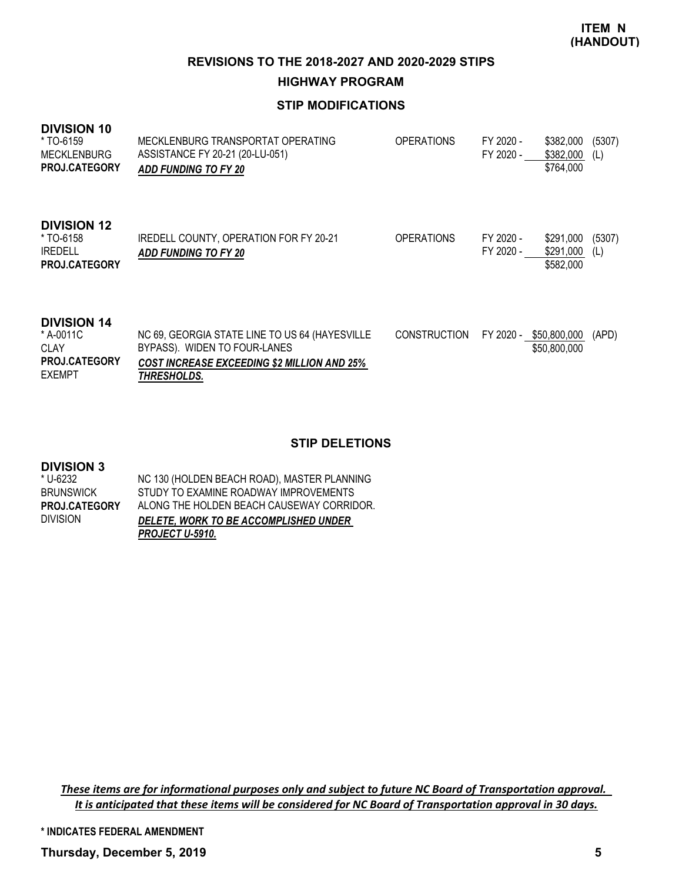**ITEM N (HANDOUT)**

## REVISIONS TO THE 2018-2027 AND 2020-2029 STIPS

## HIGHWAY PROGRAM

### STIP MODIFICATIONS

**DIVISION 10**

| | | | | | |
|---|---|---|---|---|---|
| * TO-6159<br>MECKLENBURG<br>**PROJ.CATEGORY** | MECKLENBURG TRANSPORTAT OPERATING ASSISTANCE FY 20-21 (20-LU-051)<br>***ADD FUNDING TO FY 20*** | OPERATIONS | FY 2020 -<br>FY 2020 - | \$382,000<br>\$382,000<br>\$764,000 | (5307)<br>(L) |

**DIVISION 12**

| | | | | | |
|---|---|---|---|---|---|
| * TO-6158<br>IREDELL<br>**PROJ.CATEGORY** | IREDELL COUNTY, OPERATION FOR FY 20-21<br>***ADD FUNDING TO FY 20*** | OPERATIONS | FY 2020 -<br>FY 2020 - | \$291,000<br>\$291,000<br>\$582,000 | (5307)<br>(L) |

**DIVISION 14**

| | | | | | |
|---|---|---|---|---|---|
| * A-0011C<br>CLAY<br>**PROJ.CATEGORY**<br>EXEMPT | NC 69, GEORGIA STATE LINE TO US 64 (HAYESVILLE BYPASS). WIDEN TO FOUR-LANES<br>***COST INCREASE EXCEEDING \$2 MILLION AND 25% THRESHOLDS.*** | CONSTRUCTION | FY 2020 - | \$50,800,000<br>\$50,800,000 | (APD) |

### STIP DELETIONS

**DIVISION 3**

| | |
|---|---|
| * U-6232<br>BRUNSWICK<br>**PROJ.CATEGORY**<br>DIVISION | NC 130 (HOLDEN BEACH ROAD), MASTER PLANNING STUDY TO EXAMINE ROADWAY IMPROVEMENTS ALONG THE HOLDEN BEACH CAUSEWAY CORRIDOR.<br>***DELETE, WORK TO BE ACCOMPLISHED UNDER PROJECT U-5910.*** |

*These items are for informational purposes only and subject to future NC Board of Transportation approval. It is anticipated that these items will be considered for NC Board of Transportation approval in 30 days.*

**\* INDICATES FEDERAL AMENDMENT**

**Thursday, December 5, 2019**